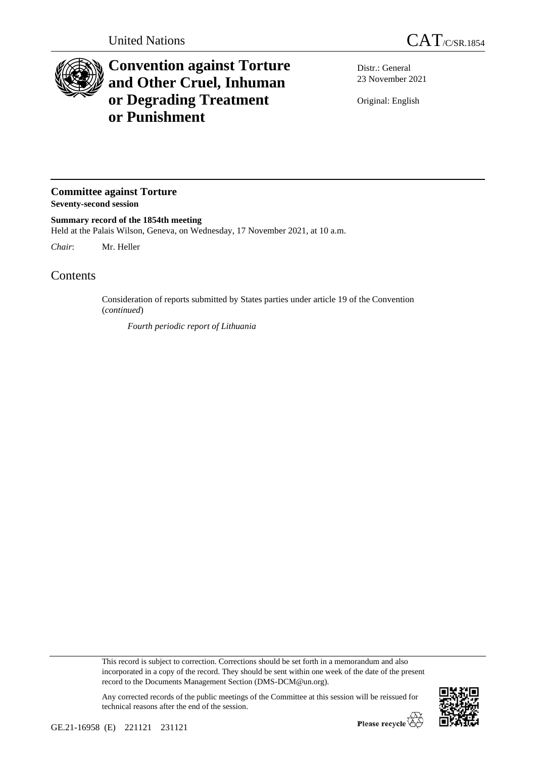United Nations

CAT/C/SR.1854

# Convention against Torture and Other Cruel, Inhuman or Degrading Treatment or Punishment

Distr.: General
23 November 2021

Original: English

## Committee against Torture
**Seventy-second session**

**Summary record of the 1854th meeting**
Held at the Palais Wilson, Geneva, on Wednesday, 17 November 2021, at 10 a.m.

*Chair*: Mr. Heller

# Contents

Consideration of reports submitted by States parties under article 19 of the Convention (*continued*)

*Fourth periodic report of Lithuania*

This record is subject to correction. Corrections should be set forth in a memorandum and also incorporated in a copy of the record. They should be sent within one week of the date of the present record to the Documents Management Section (DMS-DCM@un.org).

Any corrected records of the public meetings of the Committee at this session will be reissued for technical reasons after the end of the session.

GE.21-16958 (E) 221121 231121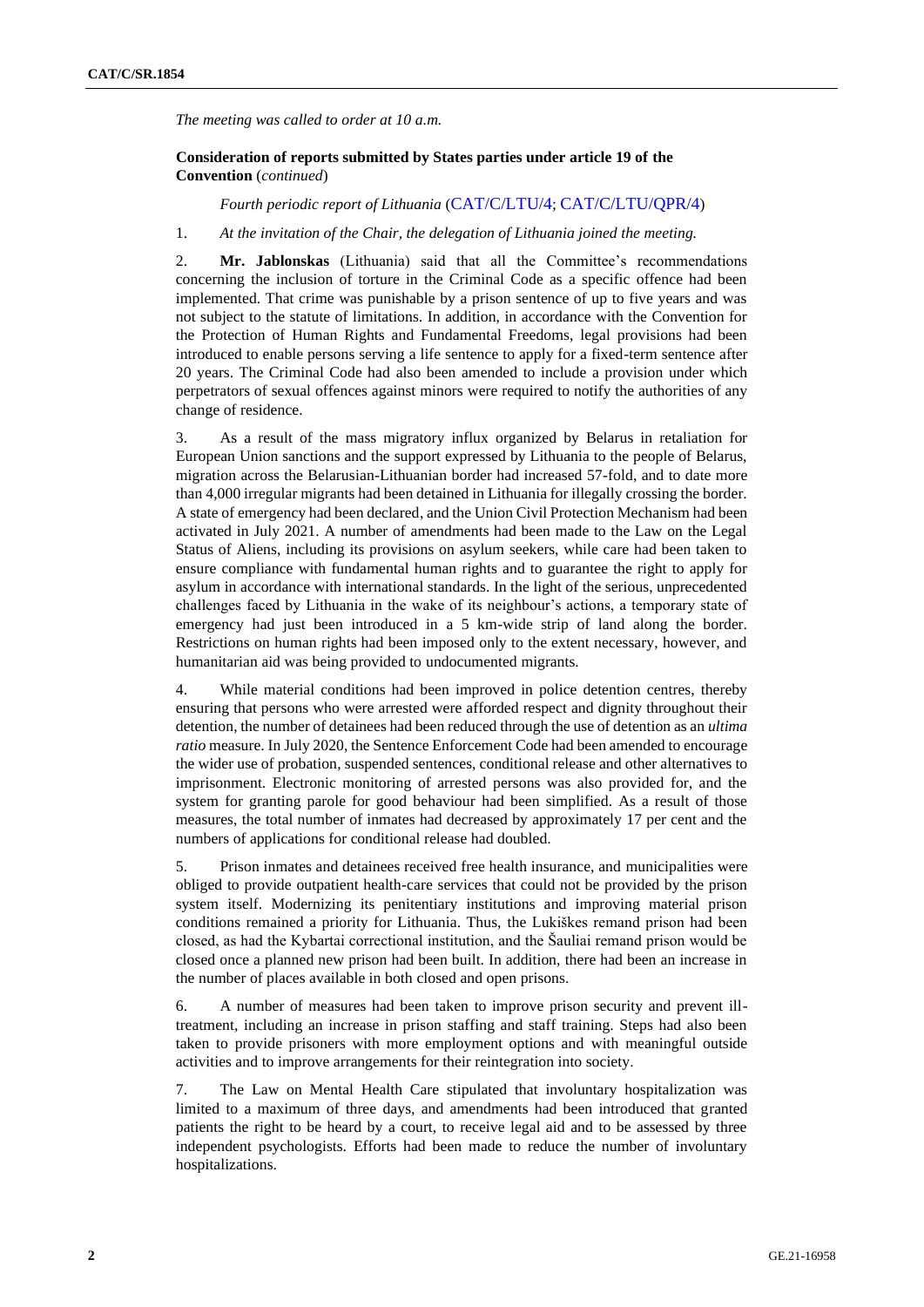*The meeting was called to order at 10 a.m.*

**Consideration of reports submitted by States parties under article 19 of the Convention** (*continued*)

*Fourth periodic report of Lithuania* (CAT/C/LTU/4; CAT/C/LTU/QPR/4)

1. *At the invitation of the Chair, the delegation of Lithuania joined the meeting.*

2. **Mr. Jablonskas** (Lithuania) said that all the Committee's recommendations concerning the inclusion of torture in the Criminal Code as a specific offence had been implemented. That crime was punishable by a prison sentence of up to five years and was not subject to the statute of limitations. In addition, in accordance with the Convention for the Protection of Human Rights and Fundamental Freedoms, legal provisions had been introduced to enable persons serving a life sentence to apply for a fixed-term sentence after 20 years. The Criminal Code had also been amended to include a provision under which perpetrators of sexual offences against minors were required to notify the authorities of any change of residence.

3. As a result of the mass migratory influx organized by Belarus in retaliation for European Union sanctions and the support expressed by Lithuania to the people of Belarus, migration across the Belarusian-Lithuanian border had increased 57-fold, and to date more than 4,000 irregular migrants had been detained in Lithuania for illegally crossing the border. A state of emergency had been declared, and the Union Civil Protection Mechanism had been activated in July 2021. A number of amendments had been made to the Law on the Legal Status of Aliens, including its provisions on asylum seekers, while care had been taken to ensure compliance with fundamental human rights and to guarantee the right to apply for asylum in accordance with international standards. In the light of the serious, unprecedented challenges faced by Lithuania in the wake of its neighbour's actions, a temporary state of emergency had just been introduced in a 5 km-wide strip of land along the border. Restrictions on human rights had been imposed only to the extent necessary, however, and humanitarian aid was being provided to undocumented migrants.

4. While material conditions had been improved in police detention centres, thereby ensuring that persons who were arrested were afforded respect and dignity throughout their detention, the number of detainees had been reduced through the use of detention as an *ultima ratio* measure. In July 2020, the Sentence Enforcement Code had been amended to encourage the wider use of probation, suspended sentences, conditional release and other alternatives to imprisonment. Electronic monitoring of arrested persons was also provided for, and the system for granting parole for good behaviour had been simplified. As a result of those measures, the total number of inmates had decreased by approximately 17 per cent and the numbers of applications for conditional release had doubled.

5. Prison inmates and detainees received free health insurance, and municipalities were obliged to provide outpatient health-care services that could not be provided by the prison system itself. Modernizing its penitentiary institutions and improving material prison conditions remained a priority for Lithuania. Thus, the Lukiškes remand prison had been closed, as had the Kybartai correctional institution, and the Šauliai remand prison would be closed once a planned new prison had been built. In addition, there had been an increase in the number of places available in both closed and open prisons.

6. A number of measures had been taken to improve prison security and prevent ill-treatment, including an increase in prison staffing and staff training. Steps had also been taken to provide prisoners with more employment options and with meaningful outside activities and to improve arrangements for their reintegration into society.

7. The Law on Mental Health Care stipulated that involuntary hospitalization was limited to a maximum of three days, and amendments had been introduced that granted patients the right to be heard by a court, to receive legal aid and to be assessed by three independent psychologists. Efforts had been made to reduce the number of involuntary hospitalizations.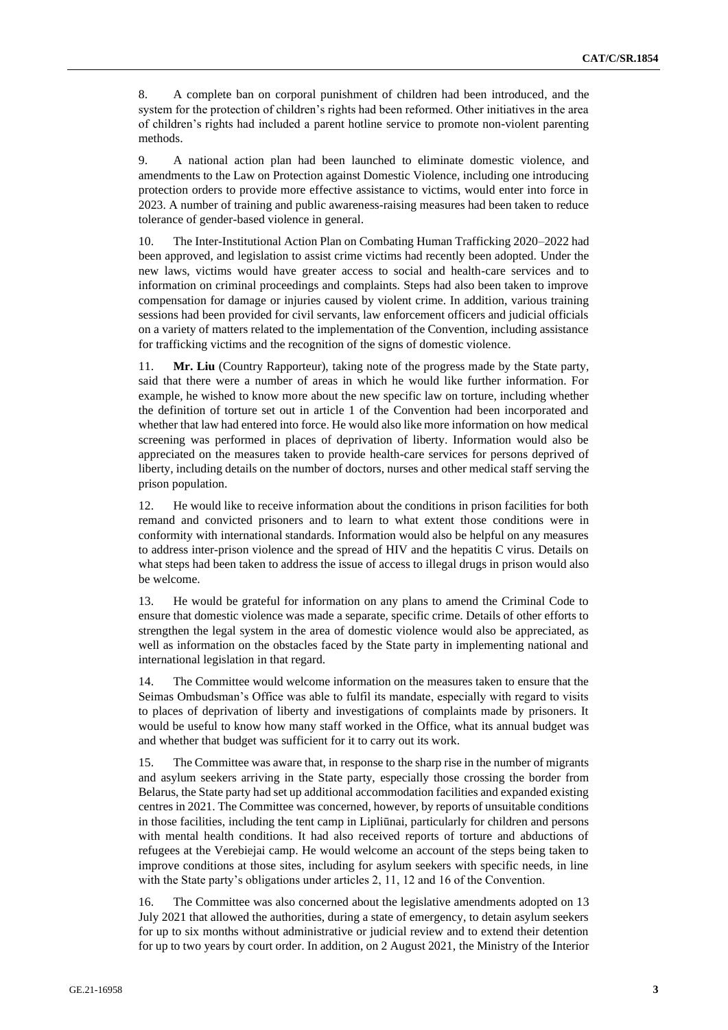8. A complete ban on corporal punishment of children had been introduced, and the system for the protection of children's rights had been reformed. Other initiatives in the area of children's rights had included a parent hotline service to promote non-violent parenting methods.

9. A national action plan had been launched to eliminate domestic violence, and amendments to the Law on Protection against Domestic Violence, including one introducing protection orders to provide more effective assistance to victims, would enter into force in 2023. A number of training and public awareness-raising measures had been taken to reduce tolerance of gender-based violence in general.

10. The Inter-Institutional Action Plan on Combating Human Trafficking 2020–2022 had been approved, and legislation to assist crime victims had recently been adopted. Under the new laws, victims would have greater access to social and health-care services and to information on criminal proceedings and complaints. Steps had also been taken to improve compensation for damage or injuries caused by violent crime. In addition, various training sessions had been provided for civil servants, law enforcement officers and judicial officials on a variety of matters related to the implementation of the Convention, including assistance for trafficking victims and the recognition of the signs of domestic violence.

11. **Mr. Liu** (Country Rapporteur), taking note of the progress made by the State party, said that there were a number of areas in which he would like further information. For example, he wished to know more about the new specific law on torture, including whether the definition of torture set out in article 1 of the Convention had been incorporated and whether that law had entered into force. He would also like more information on how medical screening was performed in places of deprivation of liberty. Information would also be appreciated on the measures taken to provide health-care services for persons deprived of liberty, including details on the number of doctors, nurses and other medical staff serving the prison population.

12. He would like to receive information about the conditions in prison facilities for both remand and convicted prisoners and to learn to what extent those conditions were in conformity with international standards. Information would also be helpful on any measures to address inter-prison violence and the spread of HIV and the hepatitis C virus. Details on what steps had been taken to address the issue of access to illegal drugs in prison would also be welcome.

13. He would be grateful for information on any plans to amend the Criminal Code to ensure that domestic violence was made a separate, specific crime. Details of other efforts to strengthen the legal system in the area of domestic violence would also be appreciated, as well as information on the obstacles faced by the State party in implementing national and international legislation in that regard.

14. The Committee would welcome information on the measures taken to ensure that the Seimas Ombudsman's Office was able to fulfil its mandate, especially with regard to visits to places of deprivation of liberty and investigations of complaints made by prisoners. It would be useful to know how many staff worked in the Office, what its annual budget was and whether that budget was sufficient for it to carry out its work.

15. The Committee was aware that, in response to the sharp rise in the number of migrants and asylum seekers arriving in the State party, especially those crossing the border from Belarus, the State party had set up additional accommodation facilities and expanded existing centres in 2021. The Committee was concerned, however, by reports of unsuitable conditions in those facilities, including the tent camp in Lipliūnai, particularly for children and persons with mental health conditions. It had also received reports of torture and abductions of refugees at the Verebiejai camp. He would welcome an account of the steps being taken to improve conditions at those sites, including for asylum seekers with specific needs, in line with the State party's obligations under articles 2, 11, 12 and 16 of the Convention.

16. The Committee was also concerned about the legislative amendments adopted on 13 July 2021 that allowed the authorities, during a state of emergency, to detain asylum seekers for up to six months without administrative or judicial review and to extend their detention for up to two years by court order. In addition, on 2 August 2021, the Ministry of the Interior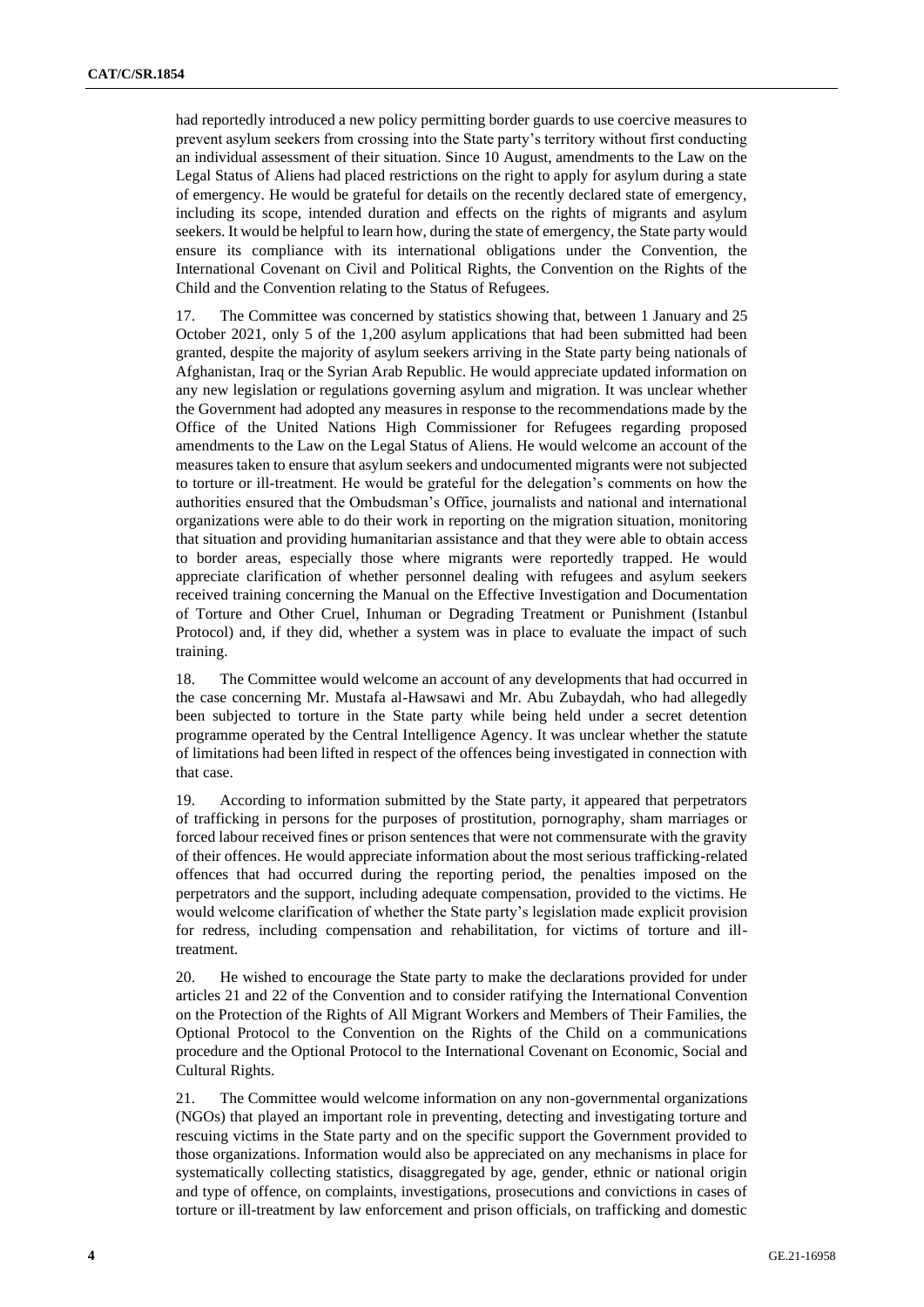had reportedly introduced a new policy permitting border guards to use coercive measures to prevent asylum seekers from crossing into the State party's territory without first conducting an individual assessment of their situation. Since 10 August, amendments to the Law on the Legal Status of Aliens had placed restrictions on the right to apply for asylum during a state of emergency. He would be grateful for details on the recently declared state of emergency, including its scope, intended duration and effects on the rights of migrants and asylum seekers. It would be helpful to learn how, during the state of emergency, the State party would ensure its compliance with its international obligations under the Convention, the International Covenant on Civil and Political Rights, the Convention on the Rights of the Child and the Convention relating to the Status of Refugees.

17. The Committee was concerned by statistics showing that, between 1 January and 25 October 2021, only 5 of the 1,200 asylum applications that had been submitted had been granted, despite the majority of asylum seekers arriving in the State party being nationals of Afghanistan, Iraq or the Syrian Arab Republic. He would appreciate updated information on any new legislation or regulations governing asylum and migration. It was unclear whether the Government had adopted any measures in response to the recommendations made by the Office of the United Nations High Commissioner for Refugees regarding proposed amendments to the Law on the Legal Status of Aliens. He would welcome an account of the measures taken to ensure that asylum seekers and undocumented migrants were not subjected to torture or ill-treatment. He would be grateful for the delegation's comments on how the authorities ensured that the Ombudsman's Office, journalists and national and international organizations were able to do their work in reporting on the migration situation, monitoring that situation and providing humanitarian assistance and that they were able to obtain access to border areas, especially those where migrants were reportedly trapped. He would appreciate clarification of whether personnel dealing with refugees and asylum seekers received training concerning the Manual on the Effective Investigation and Documentation of Torture and Other Cruel, Inhuman or Degrading Treatment or Punishment (Istanbul Protocol) and, if they did, whether a system was in place to evaluate the impact of such training.

18. The Committee would welcome an account of any developments that had occurred in the case concerning Mr. Mustafa al-Hawsawi and Mr. Abu Zubaydah, who had allegedly been subjected to torture in the State party while being held under a secret detention programme operated by the Central Intelligence Agency. It was unclear whether the statute of limitations had been lifted in respect of the offences being investigated in connection with that case.

19. According to information submitted by the State party, it appeared that perpetrators of trafficking in persons for the purposes of prostitution, pornography, sham marriages or forced labour received fines or prison sentences that were not commensurate with the gravity of their offences. He would appreciate information about the most serious trafficking-related offences that had occurred during the reporting period, the penalties imposed on the perpetrators and the support, including adequate compensation, provided to the victims. He would welcome clarification of whether the State party's legislation made explicit provision for redress, including compensation and rehabilitation, for victims of torture and ill-treatment.

20. He wished to encourage the State party to make the declarations provided for under articles 21 and 22 of the Convention and to consider ratifying the International Convention on the Protection of the Rights of All Migrant Workers and Members of Their Families, the Optional Protocol to the Convention on the Rights of the Child on a communications procedure and the Optional Protocol to the International Covenant on Economic, Social and Cultural Rights.

21. The Committee would welcome information on any non-governmental organizations (NGOs) that played an important role in preventing, detecting and investigating torture and rescuing victims in the State party and on the specific support the Government provided to those organizations. Information would also be appreciated on any mechanisms in place for systematically collecting statistics, disaggregated by age, gender, ethnic or national origin and type of offence, on complaints, investigations, prosecutions and convictions in cases of torture or ill-treatment by law enforcement and prison officials, on trafficking and domestic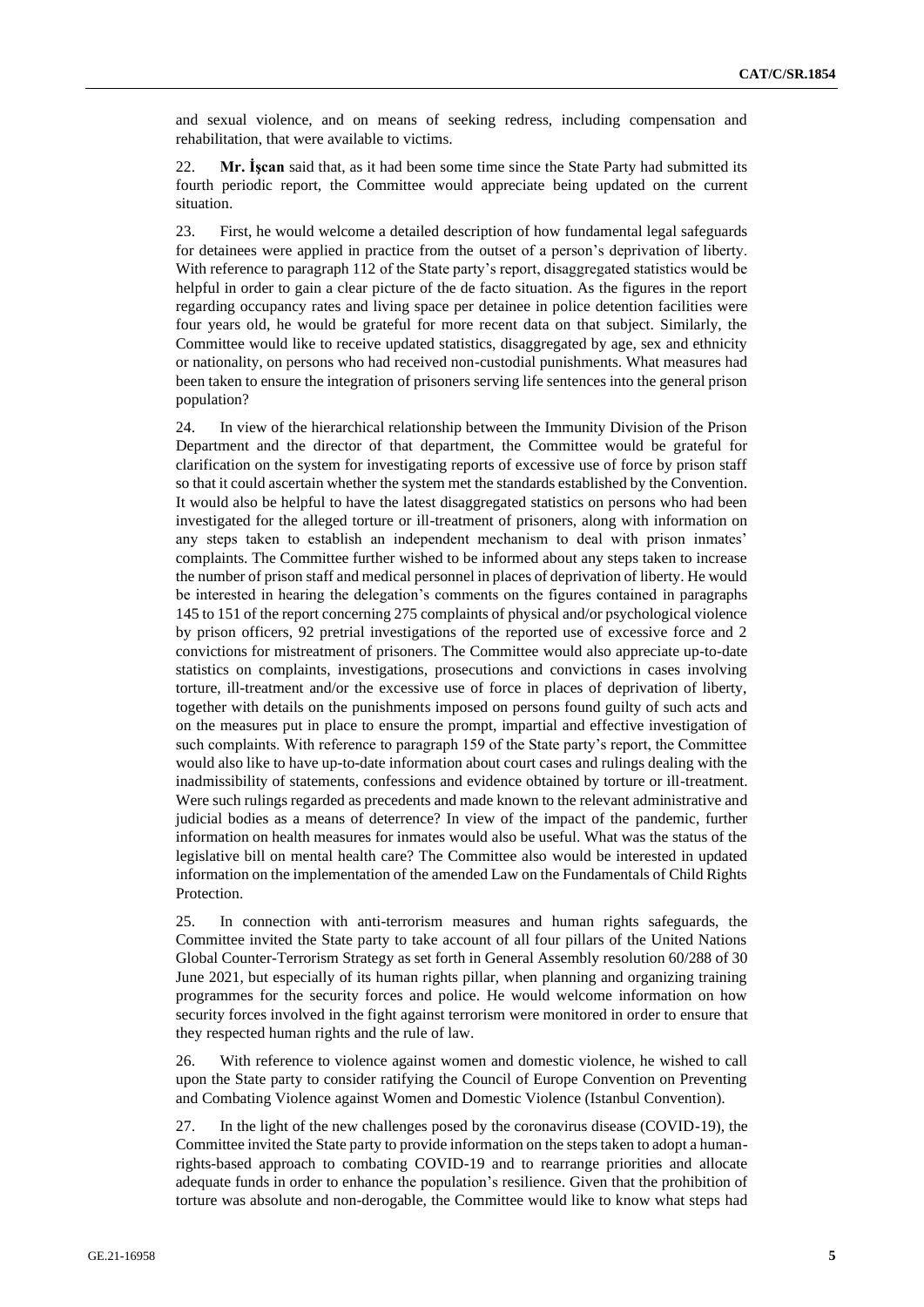and sexual violence, and on means of seeking redress, including compensation and rehabilitation, that were available to victims.

22. **Mr. İşcan** said that, as it had been some time since the State Party had submitted its fourth periodic report, the Committee would appreciate being updated on the current situation.

23. First, he would welcome a detailed description of how fundamental legal safeguards for detainees were applied in practice from the outset of a person's deprivation of liberty. With reference to paragraph 112 of the State party's report, disaggregated statistics would be helpful in order to gain a clear picture of the de facto situation. As the figures in the report regarding occupancy rates and living space per detainee in police detention facilities were four years old, he would be grateful for more recent data on that subject. Similarly, the Committee would like to receive updated statistics, disaggregated by age, sex and ethnicity or nationality, on persons who had received non-custodial punishments. What measures had been taken to ensure the integration of prisoners serving life sentences into the general prison population?

24. In view of the hierarchical relationship between the Immunity Division of the Prison Department and the director of that department, the Committee would be grateful for clarification on the system for investigating reports of excessive use of force by prison staff so that it could ascertain whether the system met the standards established by the Convention. It would also be helpful to have the latest disaggregated statistics on persons who had been investigated for the alleged torture or ill-treatment of prisoners, along with information on any steps taken to establish an independent mechanism to deal with prison inmates' complaints. The Committee further wished to be informed about any steps taken to increase the number of prison staff and medical personnel in places of deprivation of liberty. He would be interested in hearing the delegation's comments on the figures contained in paragraphs 145 to 151 of the report concerning 275 complaints of physical and/or psychological violence by prison officers, 92 pretrial investigations of the reported use of excessive force and 2 convictions for mistreatment of prisoners. The Committee would also appreciate up-to-date statistics on complaints, investigations, prosecutions and convictions in cases involving torture, ill-treatment and/or the excessive use of force in places of deprivation of liberty, together with details on the punishments imposed on persons found guilty of such acts and on the measures put in place to ensure the prompt, impartial and effective investigation of such complaints. With reference to paragraph 159 of the State party's report, the Committee would also like to have up-to-date information about court cases and rulings dealing with the inadmissibility of statements, confessions and evidence obtained by torture or ill-treatment. Were such rulings regarded as precedents and made known to the relevant administrative and judicial bodies as a means of deterrence? In view of the impact of the pandemic, further information on health measures for inmates would also be useful. What was the status of the legislative bill on mental health care? The Committee also would be interested in updated information on the implementation of the amended Law on the Fundamentals of Child Rights Protection.

25. In connection with anti-terrorism measures and human rights safeguards, the Committee invited the State party to take account of all four pillars of the United Nations Global Counter-Terrorism Strategy as set forth in General Assembly resolution 60/288 of 30 June 2021, but especially of its human rights pillar, when planning and organizing training programmes for the security forces and police. He would welcome information on how security forces involved in the fight against terrorism were monitored in order to ensure that they respected human rights and the rule of law.

26. With reference to violence against women and domestic violence, he wished to call upon the State party to consider ratifying the Council of Europe Convention on Preventing and Combating Violence against Women and Domestic Violence (Istanbul Convention).

27. In the light of the new challenges posed by the coronavirus disease (COVID-19), the Committee invited the State party to provide information on the steps taken to adopt a human-rights-based approach to combating COVID-19 and to rearrange priorities and allocate adequate funds in order to enhance the population's resilience. Given that the prohibition of torture was absolute and non-derogable, the Committee would like to know what steps had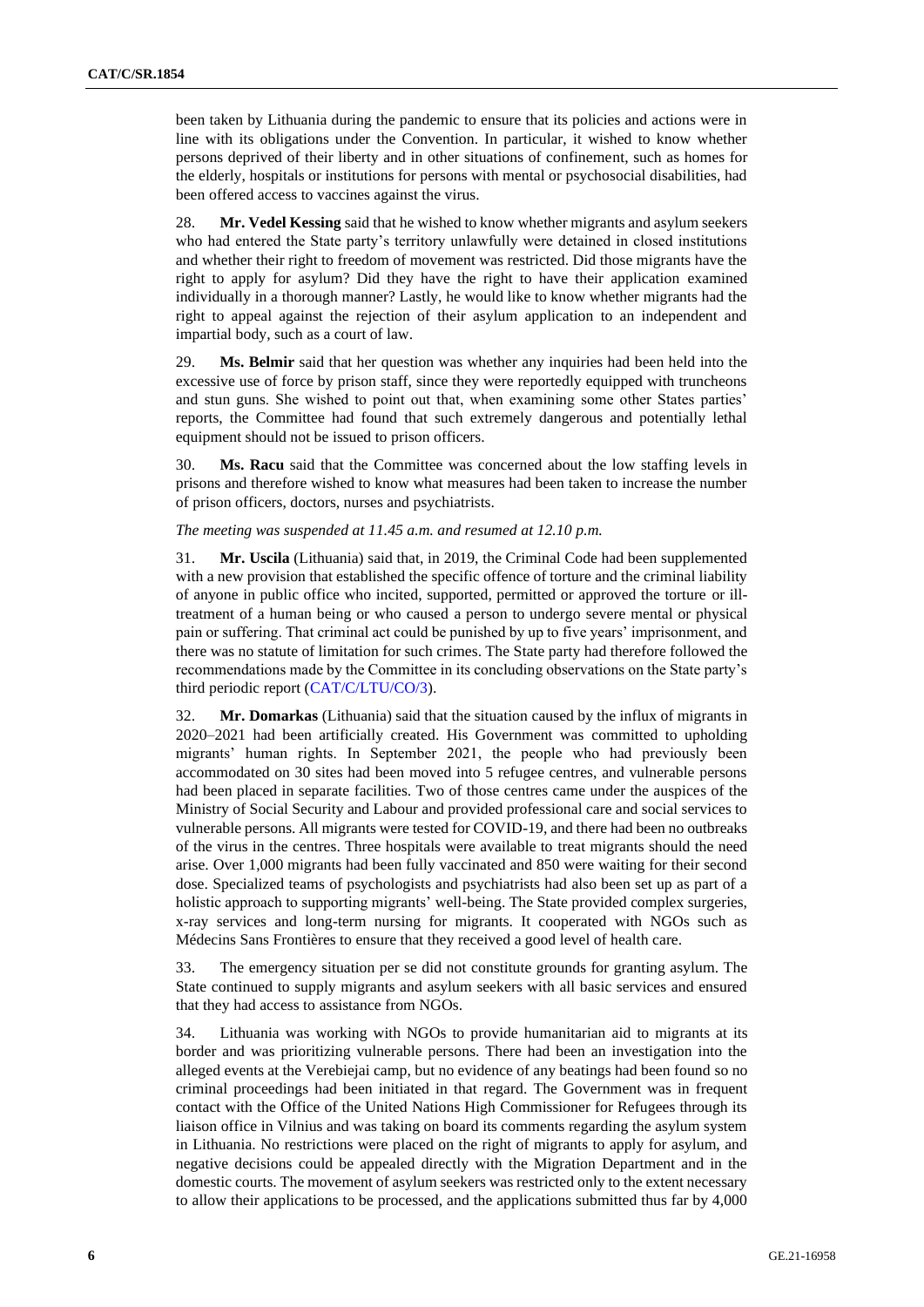been taken by Lithuania during the pandemic to ensure that its policies and actions were in line with its obligations under the Convention. In particular, it wished to know whether persons deprived of their liberty and in other situations of confinement, such as homes for the elderly, hospitals or institutions for persons with mental or psychosocial disabilities, had been offered access to vaccines against the virus.

28. **Mr. Vedel Kessing** said that he wished to know whether migrants and asylum seekers who had entered the State party's territory unlawfully were detained in closed institutions and whether their right to freedom of movement was restricted. Did those migrants have the right to apply for asylum? Did they have the right to have their application examined individually in a thorough manner? Lastly, he would like to know whether migrants had the right to appeal against the rejection of their asylum application to an independent and impartial body, such as a court of law.

29. **Ms. Belmir** said that her question was whether any inquiries had been held into the excessive use of force by prison staff, since they were reportedly equipped with truncheons and stun guns. She wished to point out that, when examining some other States parties' reports, the Committee had found that such extremely dangerous and potentially lethal equipment should not be issued to prison officers.

30. **Ms. Racu** said that the Committee was concerned about the low staffing levels in prisons and therefore wished to know what measures had been taken to increase the number of prison officers, doctors, nurses and psychiatrists.

*The meeting was suspended at 11.45 a.m. and resumed at 12.10 p.m.*

31. **Mr. Uscila** (Lithuania) said that, in 2019, the Criminal Code had been supplemented with a new provision that established the specific offence of torture and the criminal liability of anyone in public office who incited, supported, permitted or approved the torture or ill-treatment of a human being or who caused a person to undergo severe mental or physical pain or suffering. That criminal act could be punished by up to five years' imprisonment, and there was no statute of limitation for such crimes. The State party had therefore followed the recommendations made by the Committee in its concluding observations on the State party's third periodic report (CAT/C/LTU/CO/3).

32. **Mr. Domarkas** (Lithuania) said that the situation caused by the influx of migrants in 2020–2021 had been artificially created. His Government was committed to upholding migrants' human rights. In September 2021, the people who had previously been accommodated on 30 sites had been moved into 5 refugee centres, and vulnerable persons had been placed in separate facilities. Two of those centres came under the auspices of the Ministry of Social Security and Labour and provided professional care and social services to vulnerable persons. All migrants were tested for COVID-19, and there had been no outbreaks of the virus in the centres. Three hospitals were available to treat migrants should the need arise. Over 1,000 migrants had been fully vaccinated and 850 were waiting for their second dose. Specialized teams of psychologists and psychiatrists had also been set up as part of a holistic approach to supporting migrants' well-being. The State provided complex surgeries, x-ray services and long-term nursing for migrants. It cooperated with NGOs such as Médecins Sans Frontières to ensure that they received a good level of health care.

33. The emergency situation per se did not constitute grounds for granting asylum. The State continued to supply migrants and asylum seekers with all basic services and ensured that they had access to assistance from NGOs.

34. Lithuania was working with NGOs to provide humanitarian aid to migrants at its border and was prioritizing vulnerable persons. There had been an investigation into the alleged events at the Verebiejai camp, but no evidence of any beatings had been found so no criminal proceedings had been initiated in that regard. The Government was in frequent contact with the Office of the United Nations High Commissioner for Refugees through its liaison office in Vilnius and was taking on board its comments regarding the asylum system in Lithuania. No restrictions were placed on the right of migrants to apply for asylum, and negative decisions could be appealed directly with the Migration Department and in the domestic courts. The movement of asylum seekers was restricted only to the extent necessary to allow their applications to be processed, and the applications submitted thus far by 4,000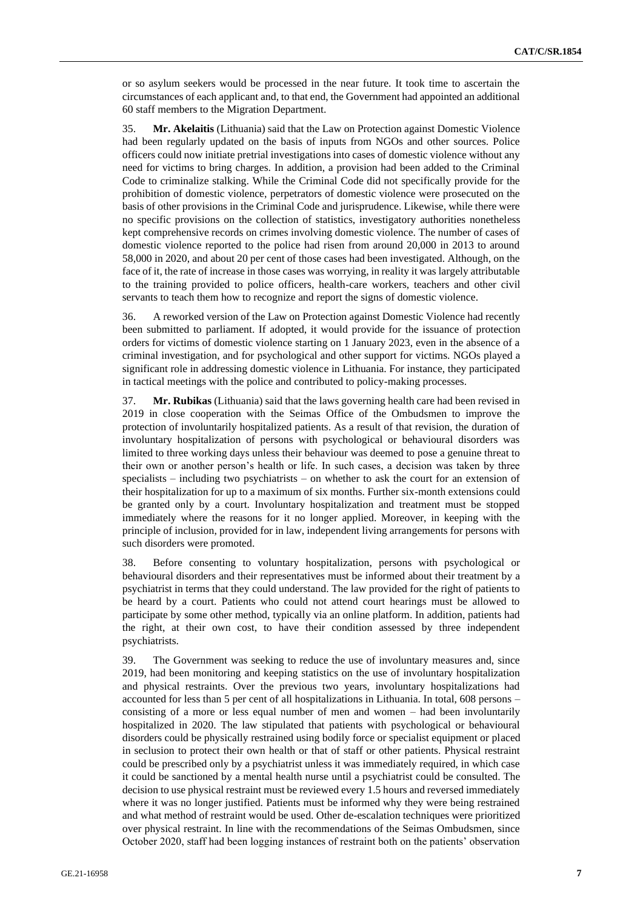or so asylum seekers would be processed in the near future. It took time to ascertain the circumstances of each applicant and, to that end, the Government had appointed an additional 60 staff members to the Migration Department.

35. **Mr. Akelaitis** (Lithuania) said that the Law on Protection against Domestic Violence had been regularly updated on the basis of inputs from NGOs and other sources. Police officers could now initiate pretrial investigations into cases of domestic violence without any need for victims to bring charges. In addition, a provision had been added to the Criminal Code to criminalize stalking. While the Criminal Code did not specifically provide for the prohibition of domestic violence, perpetrators of domestic violence were prosecuted on the basis of other provisions in the Criminal Code and jurisprudence. Likewise, while there were no specific provisions on the collection of statistics, investigatory authorities nonetheless kept comprehensive records on crimes involving domestic violence. The number of cases of domestic violence reported to the police had risen from around 20,000 in 2013 to around 58,000 in 2020, and about 20 per cent of those cases had been investigated. Although, on the face of it, the rate of increase in those cases was worrying, in reality it was largely attributable to the training provided to police officers, health-care workers, teachers and other civil servants to teach them how to recognize and report the signs of domestic violence.

36. A reworked version of the Law on Protection against Domestic Violence had recently been submitted to parliament. If adopted, it would provide for the issuance of protection orders for victims of domestic violence starting on 1 January 2023, even in the absence of a criminal investigation, and for psychological and other support for victims. NGOs played a significant role in addressing domestic violence in Lithuania. For instance, they participated in tactical meetings with the police and contributed to policy-making processes.

37. **Mr. Rubikas** (Lithuania) said that the laws governing health care had been revised in 2019 in close cooperation with the Seimas Office of the Ombudsmen to improve the protection of involuntarily hospitalized patients. As a result of that revision, the duration of involuntary hospitalization of persons with psychological or behavioural disorders was limited to three working days unless their behaviour was deemed to pose a genuine threat to their own or another person's health or life. In such cases, a decision was taken by three specialists – including two psychiatrists – on whether to ask the court for an extension of their hospitalization for up to a maximum of six months. Further six-month extensions could be granted only by a court. Involuntary hospitalization and treatment must be stopped immediately where the reasons for it no longer applied. Moreover, in keeping with the principle of inclusion, provided for in law, independent living arrangements for persons with such disorders were promoted.

38. Before consenting to voluntary hospitalization, persons with psychological or behavioural disorders and their representatives must be informed about their treatment by a psychiatrist in terms that they could understand. The law provided for the right of patients to be heard by a court. Patients who could not attend court hearings must be allowed to participate by some other method, typically via an online platform. In addition, patients had the right, at their own cost, to have their condition assessed by three independent psychiatrists.

39. The Government was seeking to reduce the use of involuntary measures and, since 2019, had been monitoring and keeping statistics on the use of involuntary hospitalization and physical restraints. Over the previous two years, involuntary hospitalizations had accounted for less than 5 per cent of all hospitalizations in Lithuania. In total, 608 persons – consisting of a more or less equal number of men and women – had been involuntarily hospitalized in 2020. The law stipulated that patients with psychological or behavioural disorders could be physically restrained using bodily force or specialist equipment or placed in seclusion to protect their own health or that of staff or other patients. Physical restraint could be prescribed only by a psychiatrist unless it was immediately required, in which case it could be sanctioned by a mental health nurse until a psychiatrist could be consulted. The decision to use physical restraint must be reviewed every 1.5 hours and reversed immediately where it was no longer justified. Patients must be informed why they were being restrained and what method of restraint would be used. Other de-escalation techniques were prioritized over physical restraint. In line with the recommendations of the Seimas Ombudsmen, since October 2020, staff had been logging instances of restraint both on the patients' observation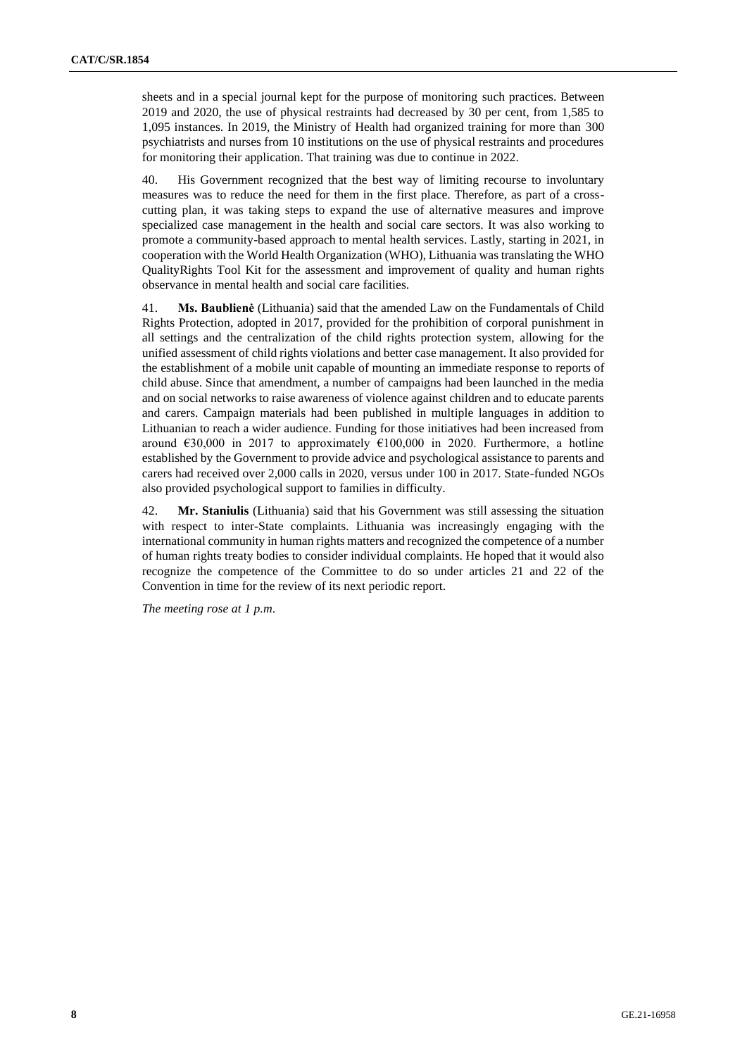sheets and in a special journal kept for the purpose of monitoring such practices. Between 2019 and 2020, the use of physical restraints had decreased by 30 per cent, from 1,585 to 1,095 instances. In 2019, the Ministry of Health had organized training for more than 300 psychiatrists and nurses from 10 institutions on the use of physical restraints and procedures for monitoring their application. That training was due to continue in 2022.

40. His Government recognized that the best way of limiting recourse to involuntary measures was to reduce the need for them in the first place. Therefore, as part of a cross-cutting plan, it was taking steps to expand the use of alternative measures and improve specialized case management in the health and social care sectors. It was also working to promote a community-based approach to mental health services. Lastly, starting in 2021, in cooperation with the World Health Organization (WHO), Lithuania was translating the WHO QualityRights Tool Kit for the assessment and improvement of quality and human rights observance in mental health and social care facilities.

41. **Ms. Baublienė** (Lithuania) said that the amended Law on the Fundamentals of Child Rights Protection, adopted in 2017, provided for the prohibition of corporal punishment in all settings and the centralization of the child rights protection system, allowing for the unified assessment of child rights violations and better case management. It also provided for the establishment of a mobile unit capable of mounting an immediate response to reports of child abuse. Since that amendment, a number of campaigns had been launched in the media and on social networks to raise awareness of violence against children and to educate parents and carers. Campaign materials had been published in multiple languages in addition to Lithuanian to reach a wider audience. Funding for those initiatives had been increased from around €30,000 in 2017 to approximately €100,000 in 2020. Furthermore, a hotline established by the Government to provide advice and psychological assistance to parents and carers had received over 2,000 calls in 2020, versus under 100 in 2017. State-funded NGOs also provided psychological support to families in difficulty.

42. **Mr. Staniulis** (Lithuania) said that his Government was still assessing the situation with respect to inter-State complaints. Lithuania was increasingly engaging with the international community in human rights matters and recognized the competence of a number of human rights treaty bodies to consider individual complaints. He hoped that it would also recognize the competence of the Committee to do so under articles 21 and 22 of the Convention in time for the review of its next periodic report.

*The meeting rose at 1 p.m.*